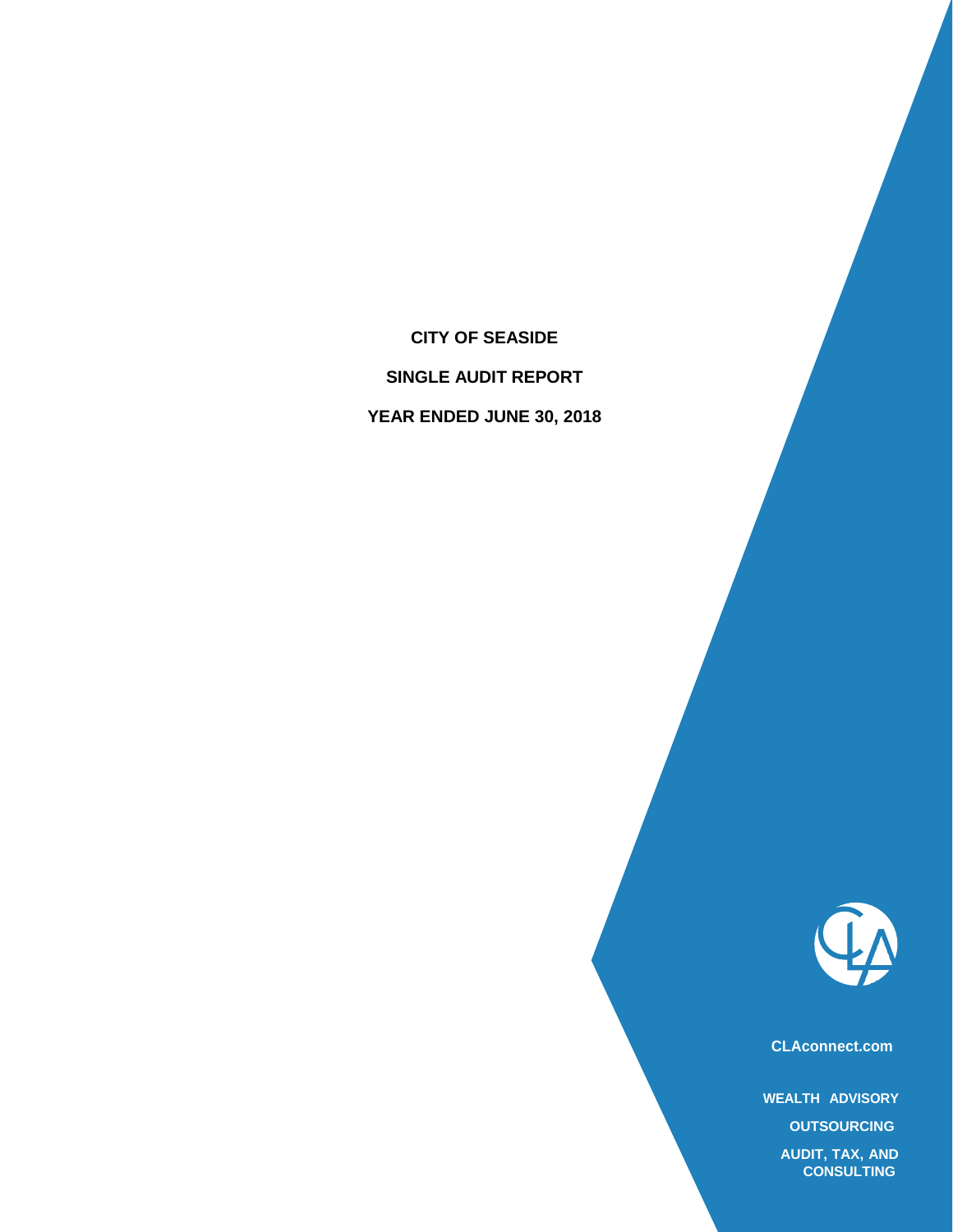# CITY OF SEASIDE

## SINGLE AUDIT REPORT

## YEAR ENDED JUNE 30, 2018

CLAconnect.com

WEALTH ADVISORY

OUTSOURCING

AUDIT, TAX, AND CONSULTING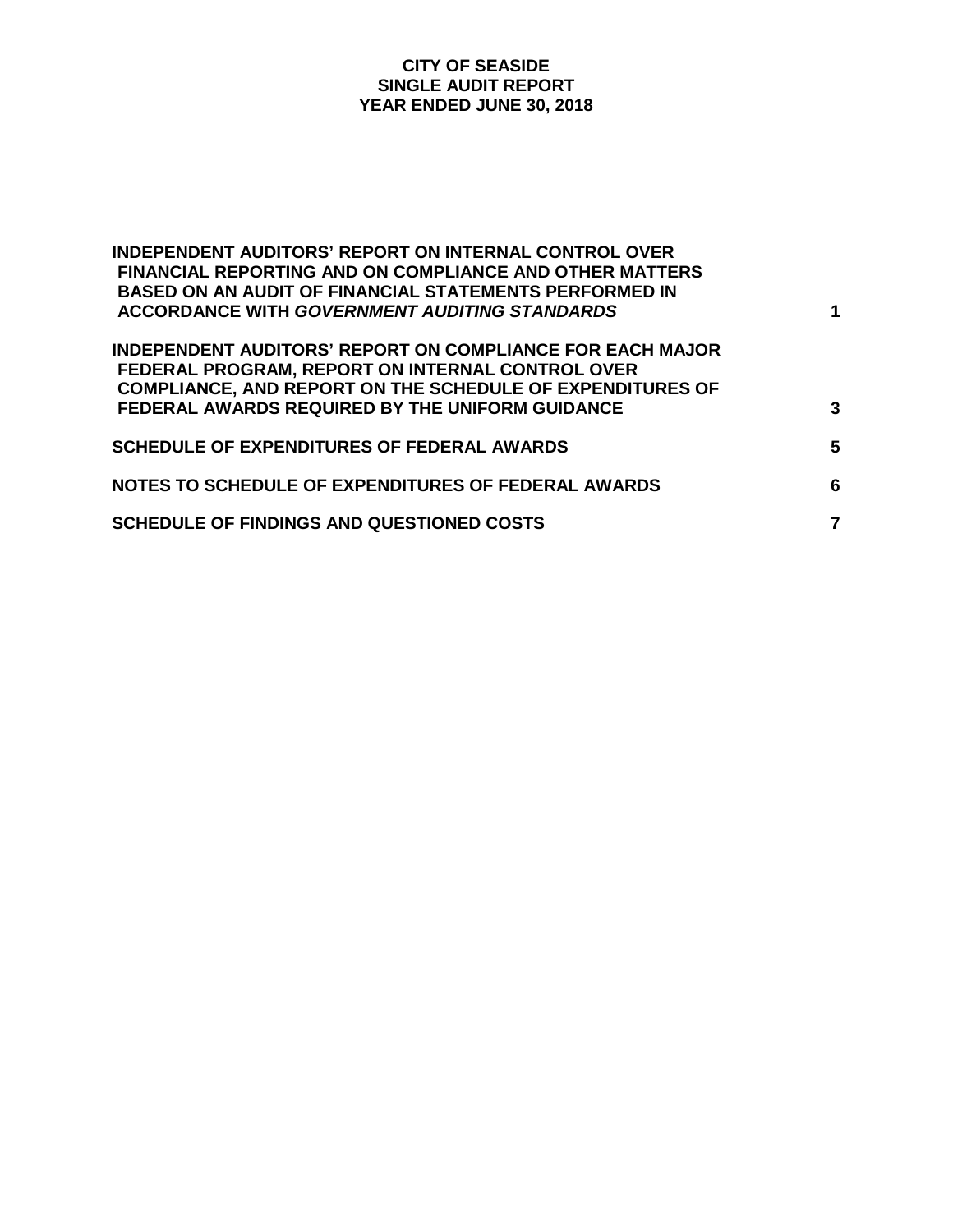# CITY OF SEASIDE
## SINGLE AUDIT REPORT
## YEAR ENDED JUNE 30, 2018

| | |
|---|---|
| **INDEPENDENT AUDITORS' REPORT ON INTERNAL CONTROL OVER FINANCIAL REPORTING AND ON COMPLIANCE AND OTHER MATTERS BASED ON AN AUDIT OF FINANCIAL STATEMENTS PERFORMED IN ACCORDANCE WITH *GOVERNMENT AUDITING STANDARDS*** | **1** |
| **INDEPENDENT AUDITORS' REPORT ON COMPLIANCE FOR EACH MAJOR FEDERAL PROGRAM, REPORT ON INTERNAL CONTROL OVER COMPLIANCE, AND REPORT ON THE SCHEDULE OF EXPENDITURES OF FEDERAL AWARDS REQUIRED BY THE UNIFORM GUIDANCE** | **3** |
| **SCHEDULE OF EXPENDITURES OF FEDERAL AWARDS** | **5** |
| **NOTES TO SCHEDULE OF EXPENDITURES OF FEDERAL AWARDS** | **6** |
| **SCHEDULE OF FINDINGS AND QUESTIONED COSTS** | **7** |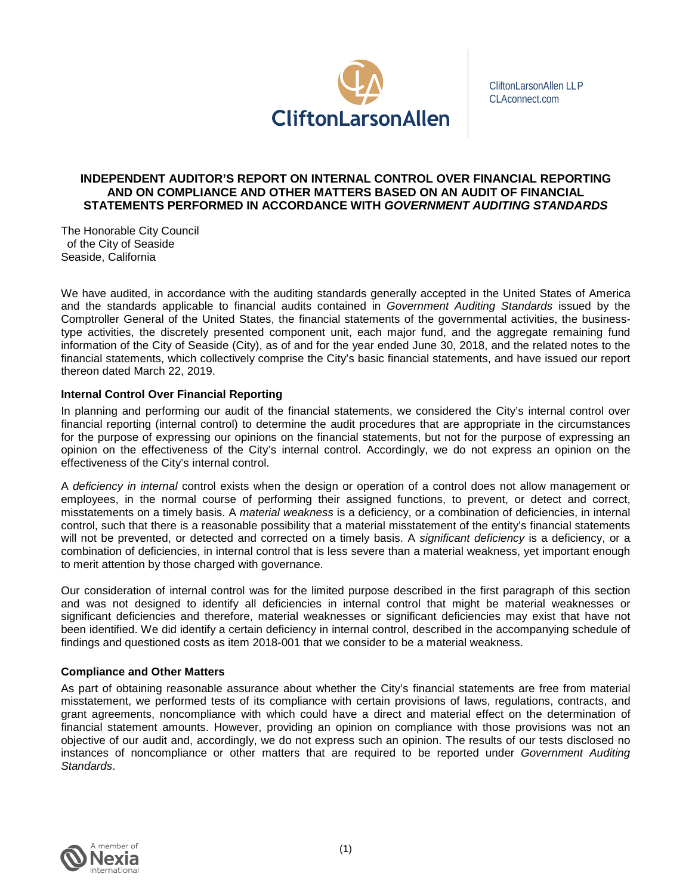CliftonLarsonAllen LLP
CLAconnect.com

# INDEPENDENT AUDITOR'S REPORT ON INTERNAL CONTROL OVER FINANCIAL REPORTING AND ON COMPLIANCE AND OTHER MATTERS BASED ON AN AUDIT OF FINANCIAL STATEMENTS PERFORMED IN ACCORDANCE WITH *GOVERNMENT AUDITING STANDARDS*

The Honorable City Council
of the City of Seaside
Seaside, California

We have audited, in accordance with the auditing standards generally accepted in the United States of America and the standards applicable to financial audits contained in *Government Auditing Standards* issued by the Comptroller General of the United States, the financial statements of the governmental activities, the business-type activities, the discretely presented component unit, each major fund, and the aggregate remaining fund information of the City of Seaside (City), as of and for the year ended June 30, 2018, and the related notes to the financial statements, which collectively comprise the City's basic financial statements, and have issued our report thereon dated March 22, 2019.

## Internal Control Over Financial Reporting

In planning and performing our audit of the financial statements, we considered the City's internal control over financial reporting (internal control) to determine the audit procedures that are appropriate in the circumstances for the purpose of expressing our opinions on the financial statements, but not for the purpose of expressing an opinion on the effectiveness of the City's internal control. Accordingly, we do not express an opinion on the effectiveness of the City's internal control.

A *deficiency in internal* control exists when the design or operation of a control does not allow management or employees, in the normal course of performing their assigned functions, to prevent, or detect and correct, misstatements on a timely basis. A *material weakness* is a deficiency, or a combination of deficiencies, in internal control, such that there is a reasonable possibility that a material misstatement of the entity's financial statements will not be prevented, or detected and corrected on a timely basis. A *significant deficiency* is a deficiency, or a combination of deficiencies, in internal control that is less severe than a material weakness, yet important enough to merit attention by those charged with governance.

Our consideration of internal control was for the limited purpose described in the first paragraph of this section and was not designed to identify all deficiencies in internal control that might be material weaknesses or significant deficiencies and therefore, material weaknesses or significant deficiencies may exist that have not been identified. We did identify a certain deficiency in internal control, described in the accompanying schedule of findings and questioned costs as item 2018-001 that we consider to be a material weakness.

## Compliance and Other Matters

As part of obtaining reasonable assurance about whether the City's financial statements are free from material misstatement, we performed tests of its compliance with certain provisions of laws, regulations, contracts, and grant agreements, noncompliance with which could have a direct and material effect on the determination of financial statement amounts. However, providing an opinion on compliance with those provisions was not an objective of our audit and, accordingly, we do not express such an opinion. The results of our tests disclosed no instances of noncompliance or other matters that are required to be reported under *Government Auditing Standards*.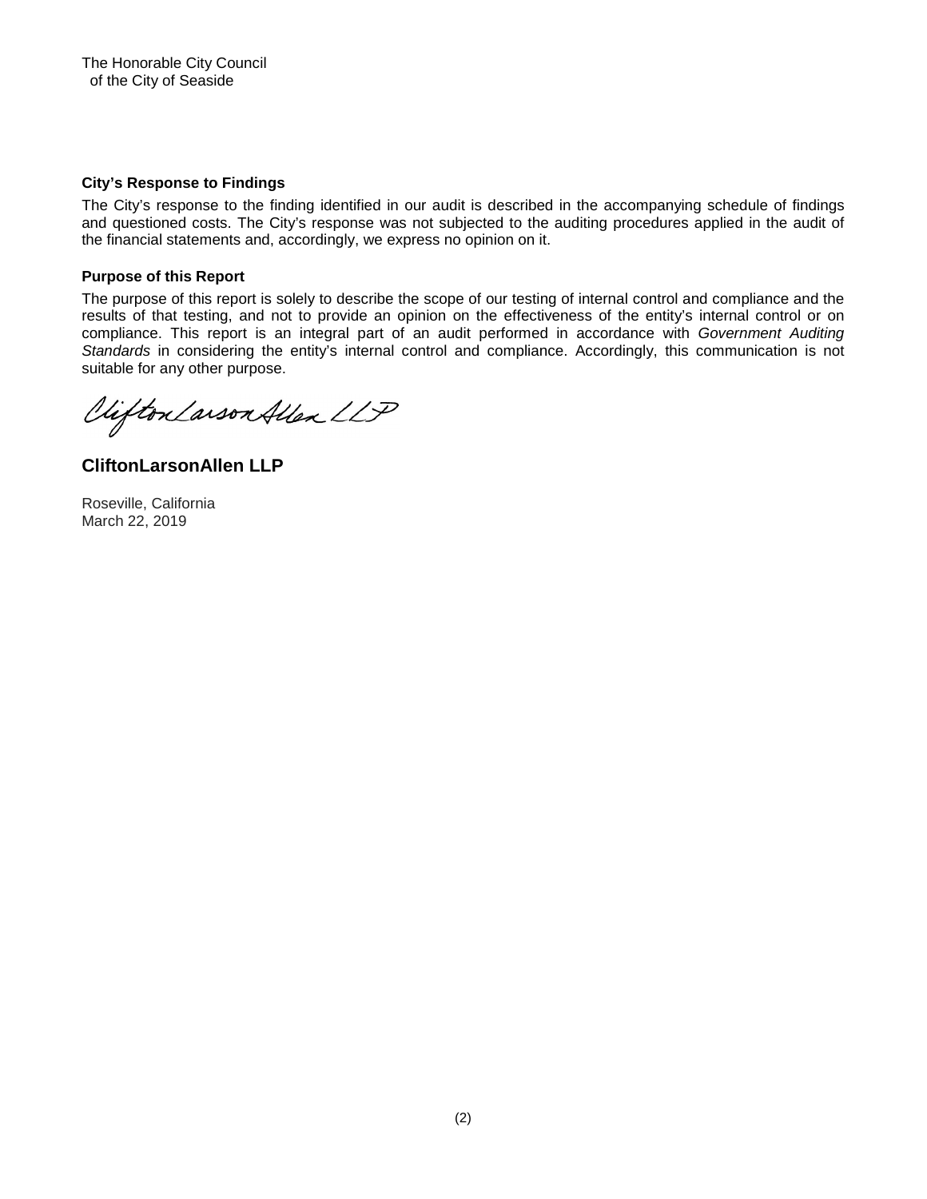The Honorable City Council
of the City of Seaside

**City's Response to Findings**

The City's response to the finding identified in our audit is described in the accompanying schedule of findings and questioned costs. The City's response was not subjected to the auditing procedures applied in the audit of the financial statements and, accordingly, we express no opinion on it.

**Purpose of this Report**

The purpose of this report is solely to describe the scope of our testing of internal control and compliance and the results of that testing, and not to provide an opinion on the effectiveness of the entity's internal control or on compliance. This report is an integral part of an audit performed in accordance with *Government Auditing Standards* in considering the entity's internal control and compliance. Accordingly, this communication is not suitable for any other purpose.

CliftonLarsonAllen LLP

**CliftonLarsonAllen LLP**

Roseville, California
March 22, 2019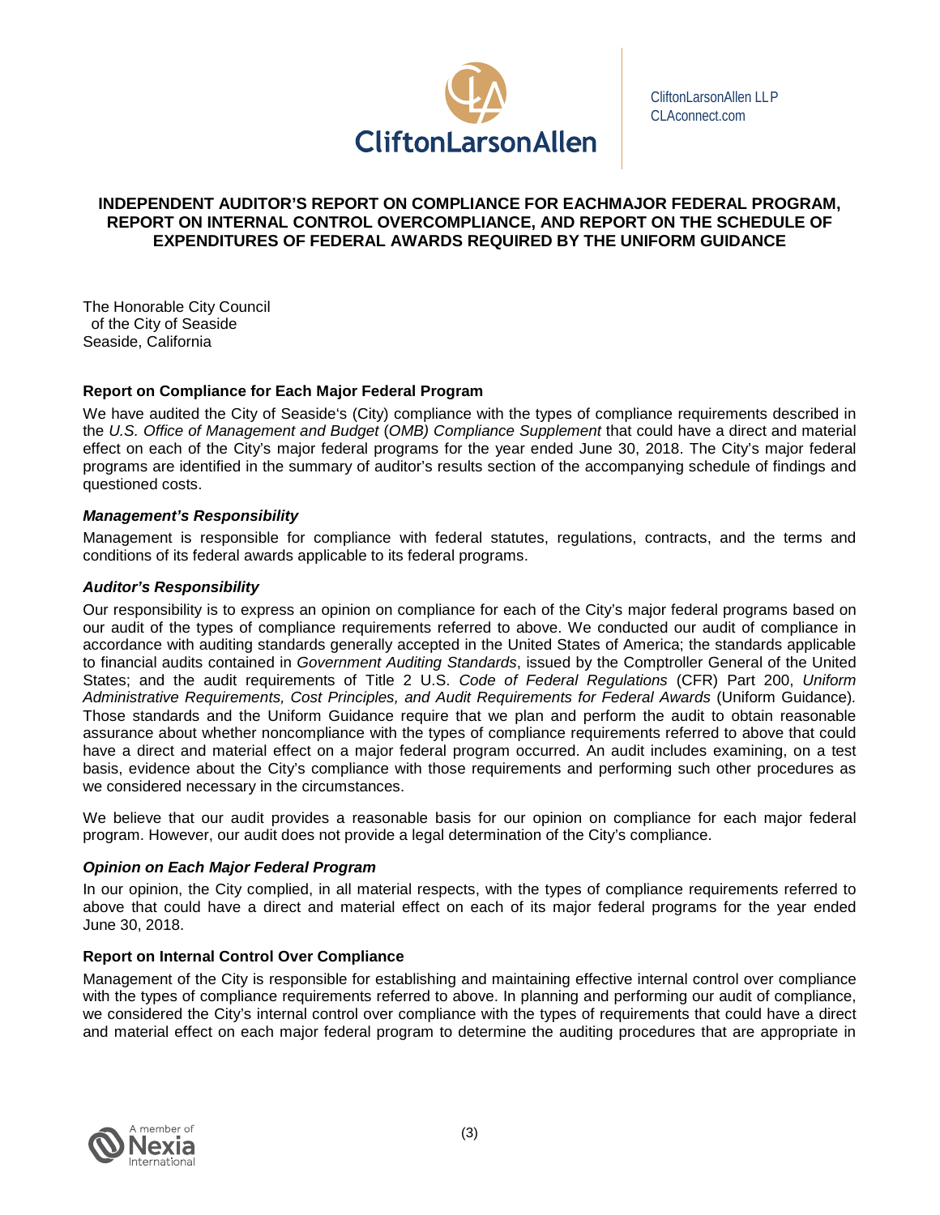CliftonLarsonAllen LLP
CLAconnect.com

# INDEPENDENT AUDITOR'S REPORT ON COMPLIANCE FOR EACHMAJOR FEDERAL PROGRAM, REPORT ON INTERNAL CONTROL OVERCOMPLIANCE, AND REPORT ON THE SCHEDULE OF EXPENDITURES OF FEDERAL AWARDS REQUIRED BY THE UNIFORM GUIDANCE

The Honorable City Council
of the City of Seaside
Seaside, California

## Report on Compliance for Each Major Federal Program

We have audited the City of Seaside's (City) compliance with the types of compliance requirements described in the *U.S. Office of Management and Budget* (*OMB) Compliance Supplement* that could have a direct and material effect on each of the City's major federal programs for the year ended June 30, 2018. The City's major federal programs are identified in the summary of auditor's results section of the accompanying schedule of findings and questioned costs.

### *Management's Responsibility*

Management is responsible for compliance with federal statutes, regulations, contracts, and the terms and conditions of its federal awards applicable to its federal programs.

### *Auditor's Responsibility*

Our responsibility is to express an opinion on compliance for each of the City's major federal programs based on our audit of the types of compliance requirements referred to above. We conducted our audit of compliance in accordance with auditing standards generally accepted in the United States of America; the standards applicable to financial audits contained in *Government Auditing Standards*, issued by the Comptroller General of the United States; and the audit requirements of Title 2 U.S. *Code of Federal Regulations* (CFR) Part 200, *Uniform Administrative Requirements, Cost Principles, and Audit Requirements for Federal Awards* (Uniform Guidance). Those standards and the Uniform Guidance require that we plan and perform the audit to obtain reasonable assurance about whether noncompliance with the types of compliance requirements referred to above that could have a direct and material effect on a major federal program occurred. An audit includes examining, on a test basis, evidence about the City's compliance with those requirements and performing such other procedures as we considered necessary in the circumstances.

We believe that our audit provides a reasonable basis for our opinion on compliance for each major federal program. However, our audit does not provide a legal determination of the City's compliance.

### *Opinion on Each Major Federal Program*

In our opinion, the City complied, in all material respects, with the types of compliance requirements referred to above that could have a direct and material effect on each of its major federal programs for the year ended June 30, 2018.

## Report on Internal Control Over Compliance

Management of the City is responsible for establishing and maintaining effective internal control over compliance with the types of compliance requirements referred to above. In planning and performing our audit of compliance, we considered the City's internal control over compliance with the types of requirements that could have a direct and material effect on each major federal program to determine the auditing procedures that are appropriate in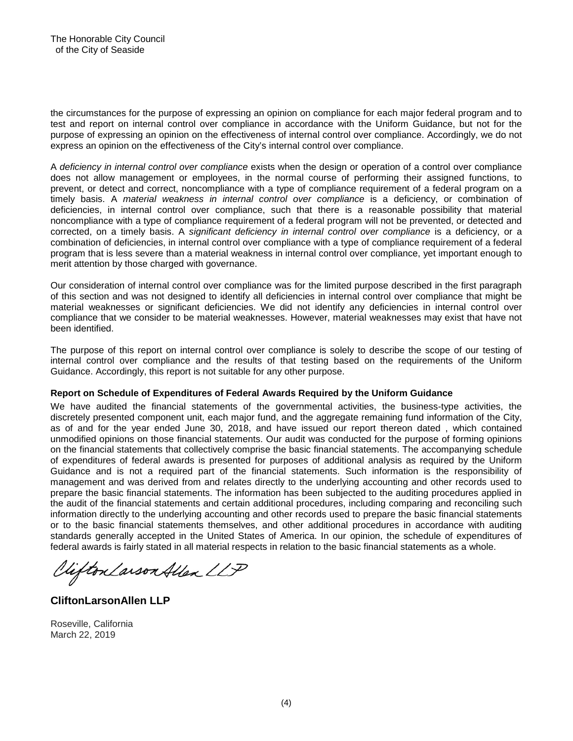The Honorable City Council
of the City of Seaside

the circumstances for the purpose of expressing an opinion on compliance for each major federal program and to test and report on internal control over compliance in accordance with the Uniform Guidance, but not for the purpose of expressing an opinion on the effectiveness of internal control over compliance. Accordingly, we do not express an opinion on the effectiveness of the City's internal control over compliance.

A *deficiency in internal control over compliance* exists when the design or operation of a control over compliance does not allow management or employees, in the normal course of performing their assigned functions, to prevent, or detect and correct, noncompliance with a type of compliance requirement of a federal program on a timely basis. A *material weakness in internal control over compliance* is a deficiency, or combination of deficiencies, in internal control over compliance, such that there is a reasonable possibility that material noncompliance with a type of compliance requirement of a federal program will not be prevented, or detected and corrected, on a timely basis. A *significant deficiency in internal control over compliance* is a deficiency, or a combination of deficiencies, in internal control over compliance with a type of compliance requirement of a federal program that is less severe than a material weakness in internal control over compliance, yet important enough to merit attention by those charged with governance.

Our consideration of internal control over compliance was for the limited purpose described in the first paragraph of this section and was not designed to identify all deficiencies in internal control over compliance that might be material weaknesses or significant deficiencies. We did not identify any deficiencies in internal control over compliance that we consider to be material weaknesses. However, material weaknesses may exist that have not been identified.

The purpose of this report on internal control over compliance is solely to describe the scope of our testing of internal control over compliance and the results of that testing based on the requirements of the Uniform Guidance. Accordingly, this report is not suitable for any other purpose.

**Report on Schedule of Expenditures of Federal Awards Required by the Uniform Guidance**

We have audited the financial statements of the governmental activities, the business-type activities, the discretely presented component unit, each major fund, and the aggregate remaining fund information of the City, as of and for the year ended June 30, 2018, and have issued our report thereon dated , which contained unmodified opinions on those financial statements. Our audit was conducted for the purpose of forming opinions on the financial statements that collectively comprise the basic financial statements. The accompanying schedule of expenditures of federal awards is presented for purposes of additional analysis as required by the Uniform Guidance and is not a required part of the financial statements. Such information is the responsibility of management and was derived from and relates directly to the underlying accounting and other records used to prepare the basic financial statements. The information has been subjected to the auditing procedures applied in the audit of the financial statements and certain additional procedures, including comparing and reconciling such information directly to the underlying accounting and other records used to prepare the basic financial statements or to the basic financial statements themselves, and other additional procedures in accordance with auditing standards generally accepted in the United States of America. In our opinion, the schedule of expenditures of federal awards is fairly stated in all material respects in relation to the basic financial statements as a whole.

CliftonLarsonAllen LLP

**CliftonLarsonAllen LLP**

Roseville, California
March 22, 2019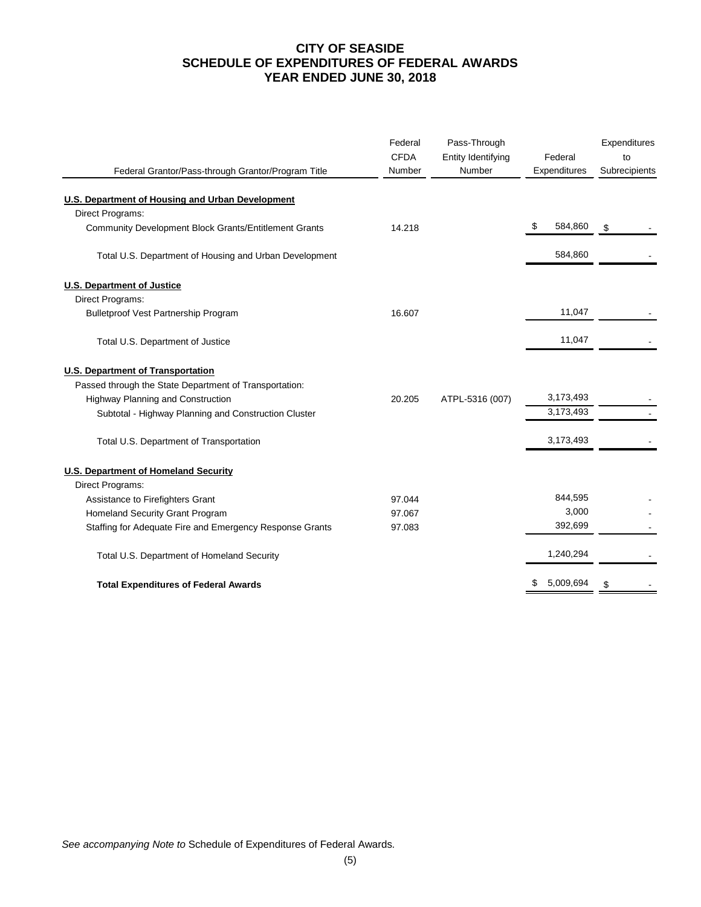# CITY OF SEASIDE
## SCHEDULE OF EXPENDITURES OF FEDERAL AWARDS
## YEAR ENDED JUNE 30, 2018

| Federal Grantor/Pass-through Grantor/Program Title | Federal CFDA Number | Pass-Through Entity Identifying Number | Federal Expenditures | Expenditures to Subrecipients |
|---|---|---|---|---|
| **U.S. Department of Housing and Urban Development** | | | | |
| Direct Programs: | | | | |
| Community Development Block Grants/Entitlement Grants | 14.218 | | $ 584,860 | $ - |
| Total U.S. Department of Housing and Urban Development | | | 584,860 | - |
| **U.S. Department of Justice** | | | | |
| Direct Programs: | | | | |
| Bulletproof Vest Partnership Program | 16.607 | | 11,047 | - |
| Total U.S. Department of Justice | | | 11,047 | - |
| **U.S. Department of Transportation** | | | | |
| Passed through the State Department of Transportation: | | | | |
| Highway Planning and Construction | 20.205 | ATPL-5316 (007) | 3,173,493 | - |
| Subtotal - Highway Planning and Construction Cluster | | | 3,173,493 | - |
| Total U.S. Department of Transportation | | | 3,173,493 | - |
| **U.S. Department of Homeland Security** | | | | |
| Direct Programs: | | | | |
| Assistance to Firefighters Grant | 97.044 | | 844,595 | - |
| Homeland Security Grant Program | 97.067 | | 3,000 | - |
| Staffing for Adequate Fire and Emergency Response Grants | 97.083 | | 392,699 | - |
| Total U.S. Department of Homeland Security | | | 1,240,294 | - |
| **Total Expenditures of Federal Awards** | | | $ 5,009,694 | $ - |

*See accompanying Note to* Schedule of Expenditures of Federal Awards.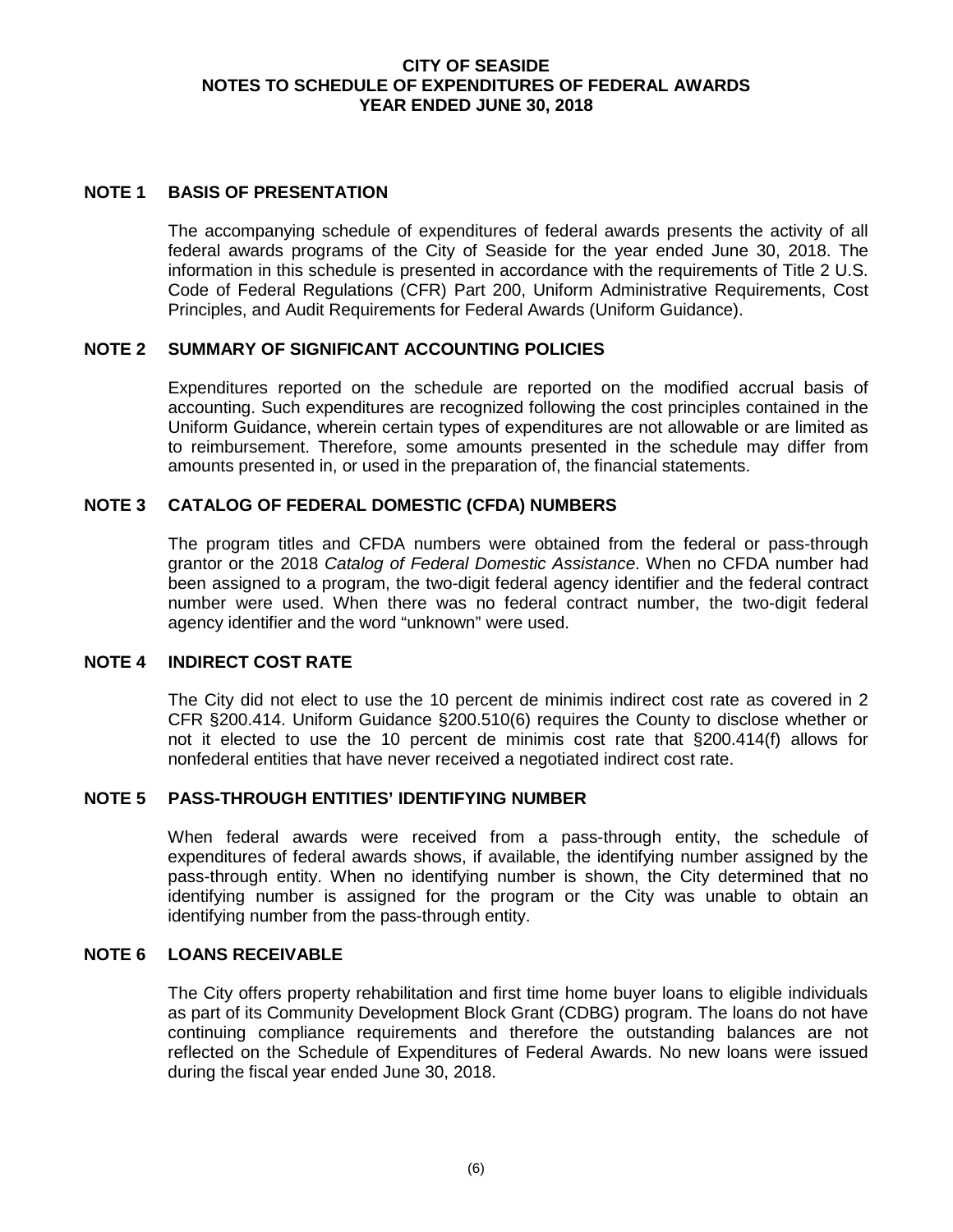# CITY OF SEASIDE
# NOTES TO SCHEDULE OF EXPENDITURES OF FEDERAL AWARDS
# YEAR ENDED JUNE 30, 2018

## NOTE 1 BASIS OF PRESENTATION

The accompanying schedule of expenditures of federal awards presents the activity of all federal awards programs of the City of Seaside for the year ended June 30, 2018. The information in this schedule is presented in accordance with the requirements of Title 2 U.S. Code of Federal Regulations (CFR) Part 200, Uniform Administrative Requirements, Cost Principles, and Audit Requirements for Federal Awards (Uniform Guidance).

## NOTE 2 SUMMARY OF SIGNIFICANT ACCOUNTING POLICIES

Expenditures reported on the schedule are reported on the modified accrual basis of accounting. Such expenditures are recognized following the cost principles contained in the Uniform Guidance, wherein certain types of expenditures are not allowable or are limited as to reimbursement. Therefore, some amounts presented in the schedule may differ from amounts presented in, or used in the preparation of, the financial statements.

## NOTE 3 CATALOG OF FEDERAL DOMESTIC (CFDA) NUMBERS

The program titles and CFDA numbers were obtained from the federal or pass-through grantor or the 2018 *Catalog of Federal Domestic Assistance*. When no CFDA number had been assigned to a program, the two-digit federal agency identifier and the federal contract number were used. When there was no federal contract number, the two-digit federal agency identifier and the word "unknown" were used.

## NOTE 4 INDIRECT COST RATE

The City did not elect to use the 10 percent de minimis indirect cost rate as covered in 2 CFR §200.414. Uniform Guidance §200.510(6) requires the County to disclose whether or not it elected to use the 10 percent de minimis cost rate that §200.414(f) allows for nonfederal entities that have never received a negotiated indirect cost rate.

## NOTE 5 PASS-THROUGH ENTITIES' IDENTIFYING NUMBER

When federal awards were received from a pass-through entity, the schedule of expenditures of federal awards shows, if available, the identifying number assigned by the pass-through entity. When no identifying number is shown, the City determined that no identifying number is assigned for the program or the City was unable to obtain an identifying number from the pass-through entity.

## NOTE 6 LOANS RECEIVABLE

The City offers property rehabilitation and first time home buyer loans to eligible individuals as part of its Community Development Block Grant (CDBG) program. The loans do not have continuing compliance requirements and therefore the outstanding balances are not reflected on the Schedule of Expenditures of Federal Awards. No new loans were issued during the fiscal year ended June 30, 2018.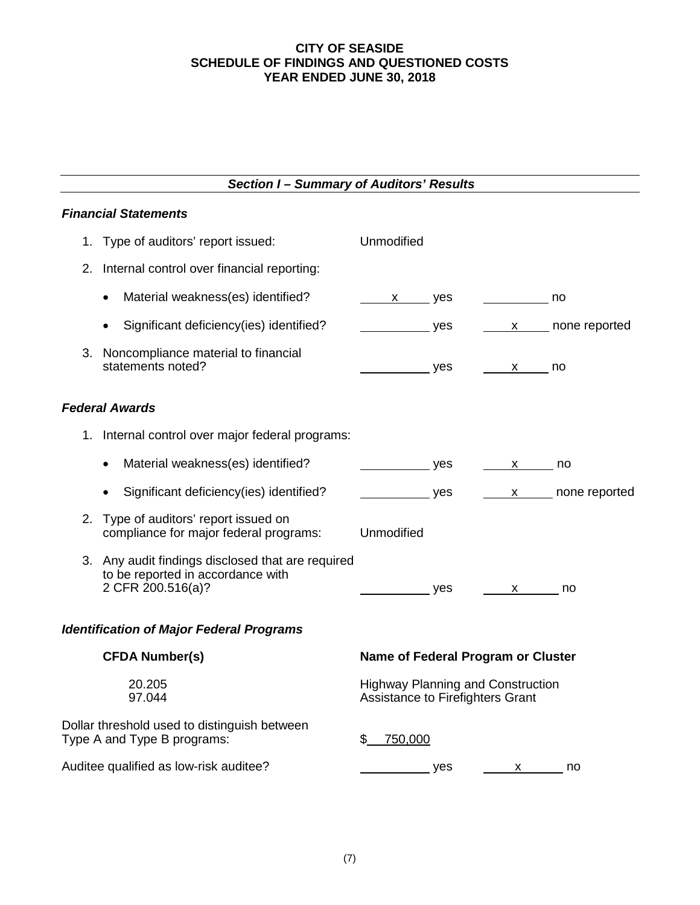# CITY OF SEASIDE
## SCHEDULE OF FINDINGS AND QUESTIONED COSTS
## YEAR ENDED JUNE 30, 2018

### *Section I – Summary of Auditors' Results*

***Financial Statements***

1. Type of auditors' report issued: Unmodified

2. Internal control over financial reporting:

| | | |
|---|---|---|
| • Material weakness(es) identified? | x yes | ___ no |
| • Significant deficiency(ies) identified? | ___ yes | x none reported |

3. Noncompliance material to financial statements noted?

| | | |
|---|---|---|
| Noncompliance material to financial statements noted? | ___ yes | x no |

***Federal Awards***

1. Internal control over major federal programs:

| | | |
|---|---|---|
| • Material weakness(es) identified? | ___ yes | x no |
| • Significant deficiency(ies) identified? | ___ yes | x none reported |

2. Type of auditors' report issued on compliance for major federal programs: Unmodified

3. Any audit findings disclosed that are required to be reported in accordance with 2 CFR 200.516(a)?

| | | |
|---|---|---|
| Any audit findings disclosed that are required to be reported in accordance with 2 CFR 200.516(a)? | ___ yes | x no |

***Identification of Major Federal Programs***

| CFDA Number(s) | Name of Federal Program or Cluster |
|---|---|
| 20.205 | Highway Planning and Construction |
| 97.044 | Assistance to Firefighters Grant |

Dollar threshold used to distinguish between Type A and Type B programs: $ 750,000

| | | |
|---|---|---|
| Auditee qualified as low-risk auditee? | ___ yes | x no |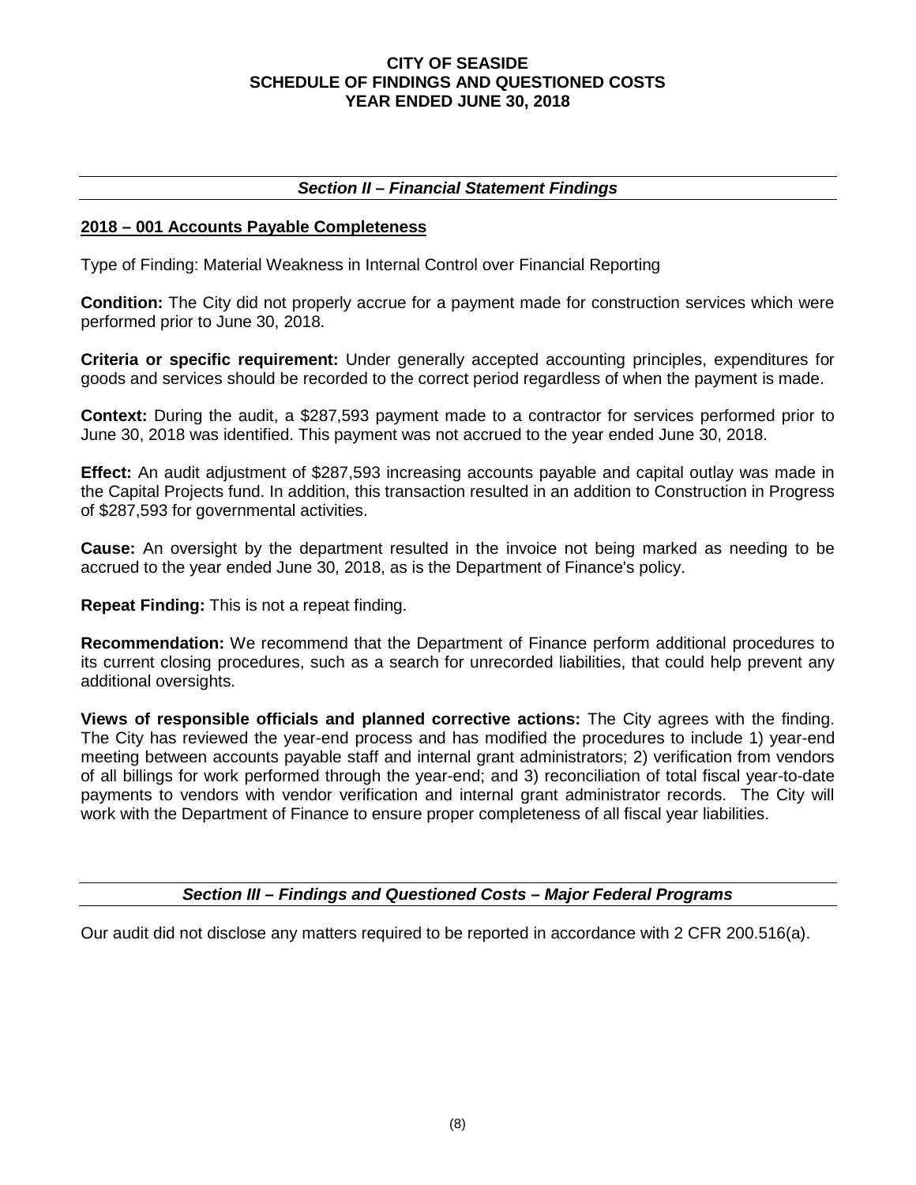# CITY OF SEASIDE
## SCHEDULE OF FINDINGS AND QUESTIONED COSTS
## YEAR ENDED JUNE 30, 2018

### *Section II – Financial Statement Findings*

**2018 – 001 Accounts Payable Completeness**

Type of Finding: Material Weakness in Internal Control over Financial Reporting

**Condition:** The City did not properly accrue for a payment made for construction services which were performed prior to June 30, 2018.

**Criteria or specific requirement:** Under generally accepted accounting principles, expenditures for goods and services should be recorded to the correct period regardless of when the payment is made.

**Context:** During the audit, a $287,593 payment made to a contractor for services performed prior to June 30, 2018 was identified. This payment was not accrued to the year ended June 30, 2018.

**Effect:** An audit adjustment of $287,593 increasing accounts payable and capital outlay was made in the Capital Projects fund. In addition, this transaction resulted in an addition to Construction in Progress of $287,593 for governmental activities.

**Cause:** An oversight by the department resulted in the invoice not being marked as needing to be accrued to the year ended June 30, 2018, as is the Department of Finance's policy.

**Repeat Finding:** This is not a repeat finding.

**Recommendation:** We recommend that the Department of Finance perform additional procedures to its current closing procedures, such as a search for unrecorded liabilities, that could help prevent any additional oversights.

**Views of responsible officials and planned corrective actions:** The City agrees with the finding. The City has reviewed the year-end process and has modified the procedures to include 1) year-end meeting between accounts payable staff and internal grant administrators; 2) verification from vendors of all billings for work performed through the year-end; and 3) reconciliation of total fiscal year-to-date payments to vendors with vendor verification and internal grant administrator records. The City will work with the Department of Finance to ensure proper completeness of all fiscal year liabilities.

### *Section III – Findings and Questioned Costs – Major Federal Programs*

Our audit did not disclose any matters required to be reported in accordance with 2 CFR 200.516(a).